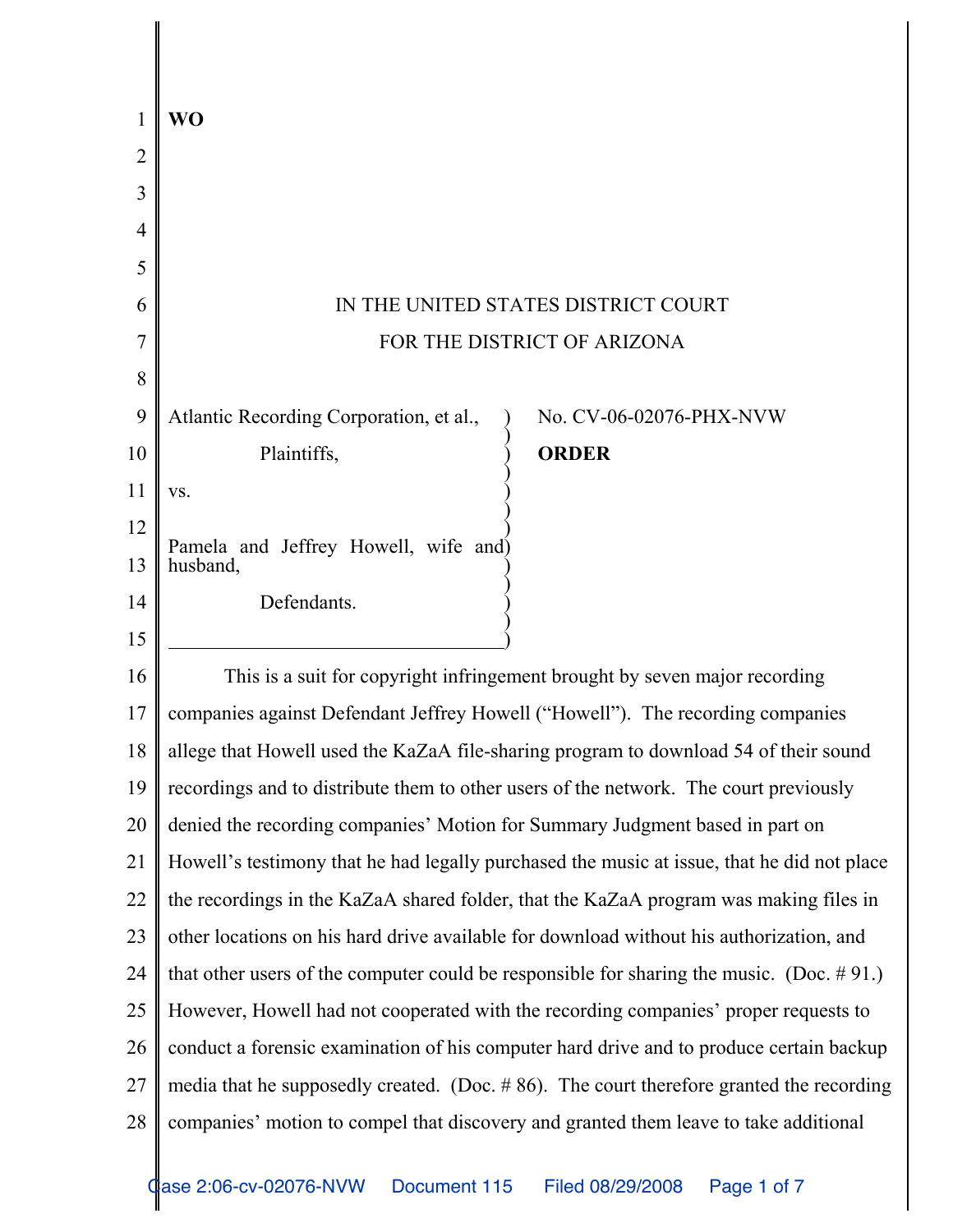**WO**

IN THE UNITED STATES DISTRICT COURT
FOR THE DISTRICT OF ARIZONA

Atlantic Recording Corporation, et al.,

Plaintiffs,

vs.

Pamela and Jeffrey Howell, wife and husband,

Defendants.

No. CV-06-02076-PHX-NVW

**ORDER**

This is a suit for copyright infringement brought by seven major recording companies against Defendant Jeffrey Howell ("Howell"). The recording companies allege that Howell used the KaZaA file-sharing program to download 54 of their sound recordings and to distribute them to other users of the network. The court previously denied the recording companies' Motion for Summary Judgment based in part on Howell's testimony that he had legally purchased the music at issue, that he did not place the recordings in the KaZaA shared folder, that the KaZaA program was making files in other locations on his hard drive available for download without his authorization, and that other users of the computer could be responsible for sharing the music. (Doc. # 91.) However, Howell had not cooperated with the recording companies' proper requests to conduct a forensic examination of his computer hard drive and to produce certain backup media that he supposedly created. (Doc. # 86). The court therefore granted the recording companies' motion to compel that discovery and granted them leave to take additional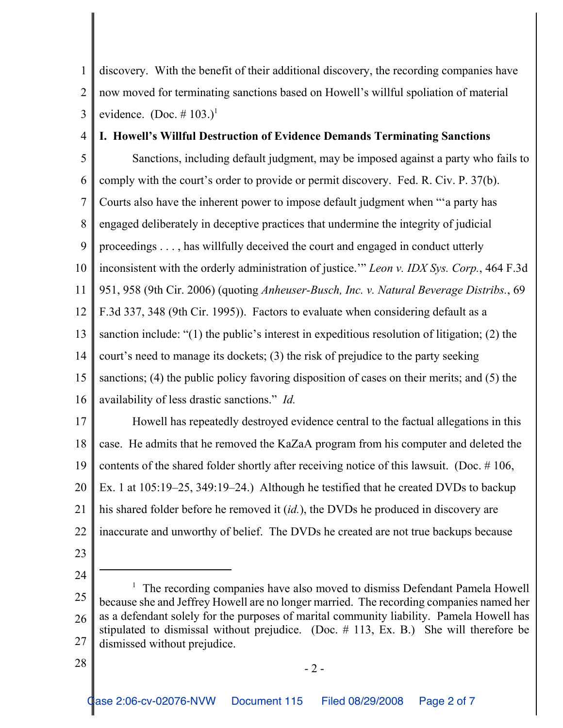discovery. With the benefit of their additional discovery, the recording companies have now moved for terminating sanctions based on Howell's willful spoliation of material evidence. (Doc. # 103.)[1]

**I. Howell's Willful Destruction of Evidence Demands Terminating Sanctions**

Sanctions, including default judgment, may be imposed against a party who fails to comply with the court's order to provide or permit discovery. Fed. R. Civ. P. 37(b). Courts also have the inherent power to impose default judgment when "'a party has engaged deliberately in deceptive practices that undermine the integrity of judicial proceedings . . . , has willfully deceived the court and engaged in conduct utterly inconsistent with the orderly administration of justice.'" *Leon v. IDX Sys. Corp.*, 464 F.3d 951, 958 (9th Cir. 2006) (quoting *Anheuser-Busch, Inc. v. Natural Beverage Distribs.*, 69 F.3d 337, 348 (9th Cir. 1995)). Factors to evaluate when considering default as a sanction include: "(1) the public's interest in expeditious resolution of litigation; (2) the court's need to manage its dockets; (3) the risk of prejudice to the party seeking sanctions; (4) the public policy favoring disposition of cases on their merits; and (5) the availability of less drastic sanctions." *Id.*

Howell has repeatedly destroyed evidence central to the factual allegations in this case. He admits that he removed the KaZaA program from his computer and deleted the contents of the shared folder shortly after receiving notice of this lawsuit. (Doc. # 106, Ex. 1 at 105:19–25, 349:19–24.) Although he testified that he created DVDs to backup his shared folder before he removed it (*id.*), the DVDs he produced in discovery are inaccurate and unworthy of belief. The DVDs he created are not true backups because

---

[1] The recording companies have also moved to dismiss Defendant Pamela Howell because she and Jeffrey Howell are no longer married. The recording companies named her as a defendant solely for the purposes of marital community liability. Pamela Howell has stipulated to dismissal without prejudice. (Doc. # 113, Ex. B.) She will therefore be dismissed without prejudice.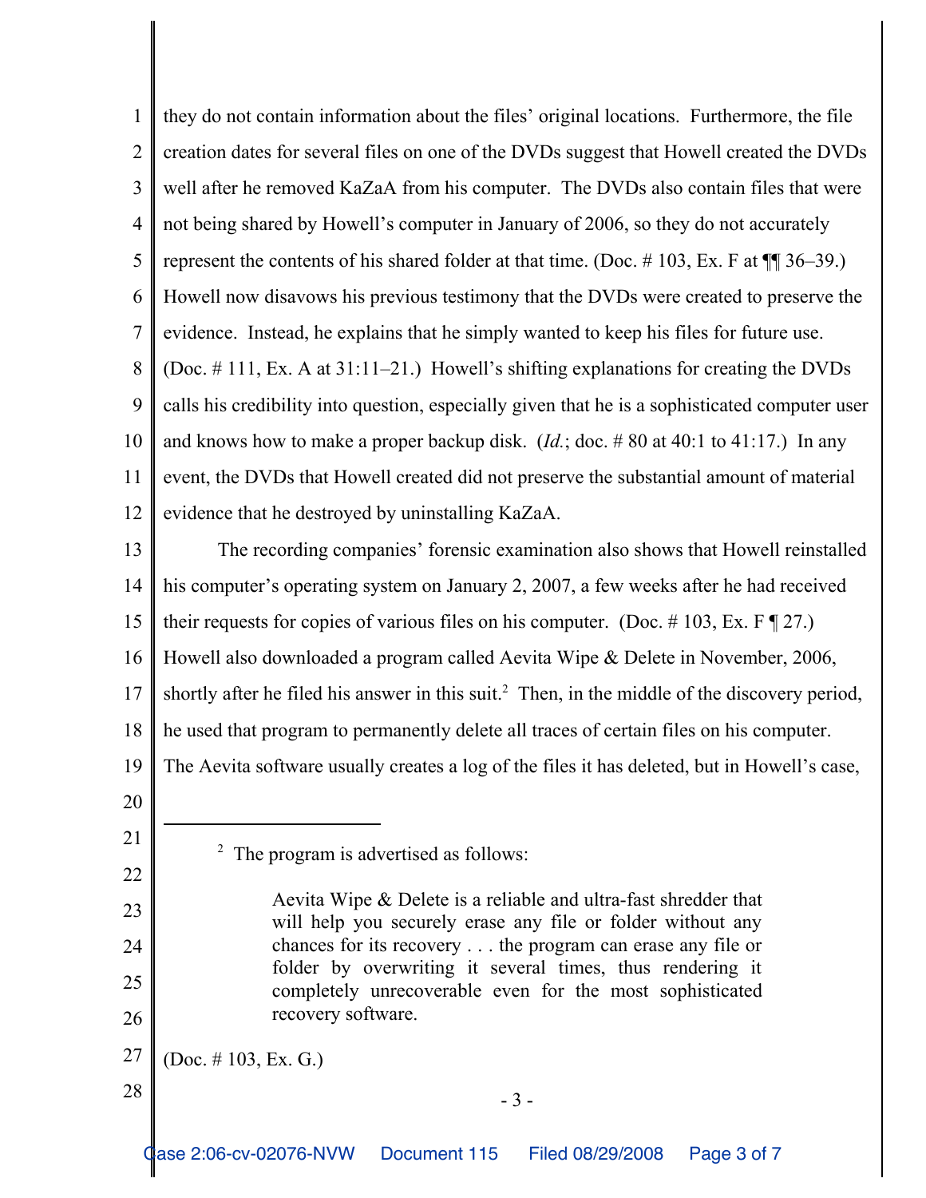they do not contain information about the files' original locations. Furthermore, the file creation dates for several files on one of the DVDs suggest that Howell created the DVDs well after he removed KaZaA from his computer. The DVDs also contain files that were not being shared by Howell's computer in January of 2006, so they do not accurately represent the contents of his shared folder at that time. (Doc. # 103, Ex. F at ¶¶ 36–39.) Howell now disavows his previous testimony that the DVDs were created to preserve the evidence. Instead, he explains that he simply wanted to keep his files for future use. (Doc. # 111, Ex. A at 31:11–21.) Howell's shifting explanations for creating the DVDs calls his credibility into question, especially given that he is a sophisticated computer user and knows how to make a proper backup disk. (*Id.*; doc. # 80 at 40:1 to 41:17.) In any event, the DVDs that Howell created did not preserve the substantial amount of material evidence that he destroyed by uninstalling KaZaA.

The recording companies' forensic examination also shows that Howell reinstalled his computer's operating system on January 2, 2007, a few weeks after he had received their requests for copies of various files on his computer. (Doc. # 103, Ex. F ¶ 27.) Howell also downloaded a program called Aevita Wipe & Delete in November, 2006, shortly after he filed his answer in this suit.[2] Then, in the middle of the discovery period, he used that program to permanently delete all traces of certain files on his computer. The Aevita software usually creates a log of the files it has deleted, but in Howell's case,

---

[2] The program is advertised as follows:

> Aevita Wipe & Delete is a reliable and ultra-fast shredder that will help you securely erase any file or folder without any chances for its recovery . . . the program can erase any file or folder by overwriting it several times, thus rendering it completely unrecoverable even for the most sophisticated recovery software.

(Doc. # 103, Ex. G.)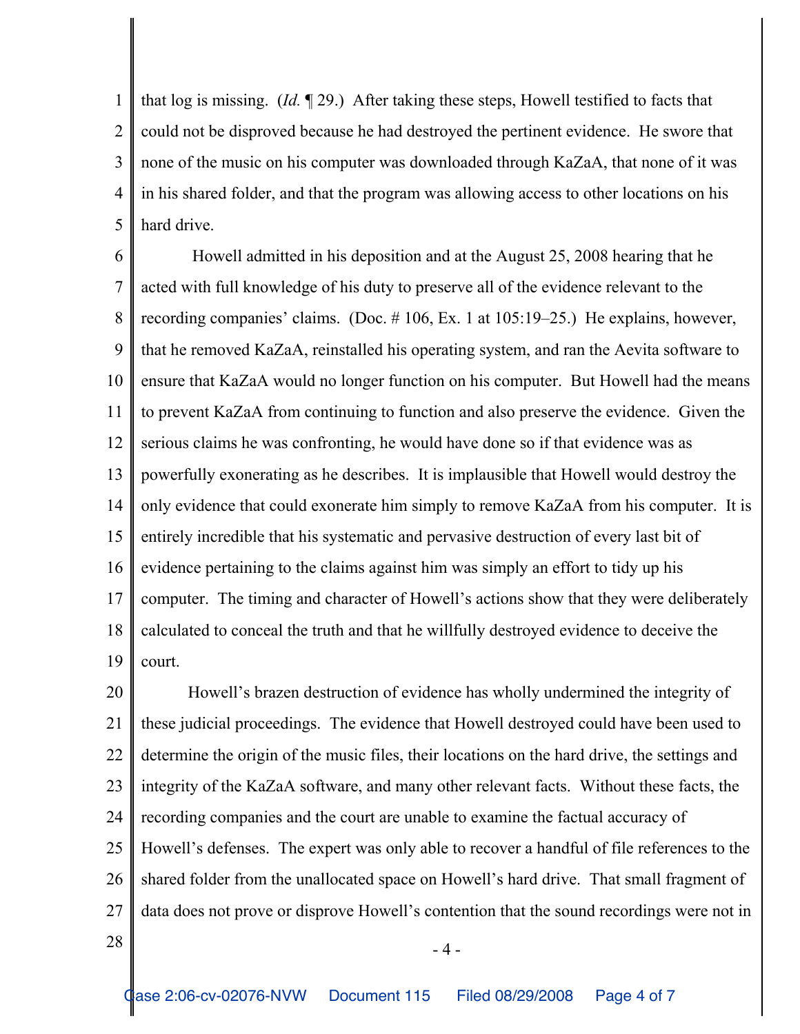that log is missing. (*Id.* ¶ 29.) After taking these steps, Howell testified to facts that could not be disproved because he had destroyed the pertinent evidence. He swore that none of the music on his computer was downloaded through KaZaA, that none of it was in his shared folder, and that the program was allowing access to other locations on his hard drive.

Howell admitted in his deposition and at the August 25, 2008 hearing that he acted with full knowledge of his duty to preserve all of the evidence relevant to the recording companies' claims. (Doc. # 106, Ex. 1 at 105:19–25.) He explains, however, that he removed KaZaA, reinstalled his operating system, and ran the Aevita software to ensure that KaZaA would no longer function on his computer. But Howell had the means to prevent KaZaA from continuing to function and also preserve the evidence. Given the serious claims he was confronting, he would have done so if that evidence was as powerfully exonerating as he describes. It is implausible that Howell would destroy the only evidence that could exonerate him simply to remove KaZaA from his computer. It is entirely incredible that his systematic and pervasive destruction of every last bit of evidence pertaining to the claims against him was simply an effort to tidy up his computer. The timing and character of Howell's actions show that they were deliberately calculated to conceal the truth and that he willfully destroyed evidence to deceive the court.

Howell's brazen destruction of evidence has wholly undermined the integrity of these judicial proceedings. The evidence that Howell destroyed could have been used to determine the origin of the music files, their locations on the hard drive, the settings and integrity of the KaZaA software, and many other relevant facts. Without these facts, the recording companies and the court are unable to examine the factual accuracy of Howell's defenses. The expert was only able to recover a handful of file references to the shared folder from the unallocated space on Howell's hard drive. That small fragment of data does not prove or disprove Howell's contention that the sound recordings were not in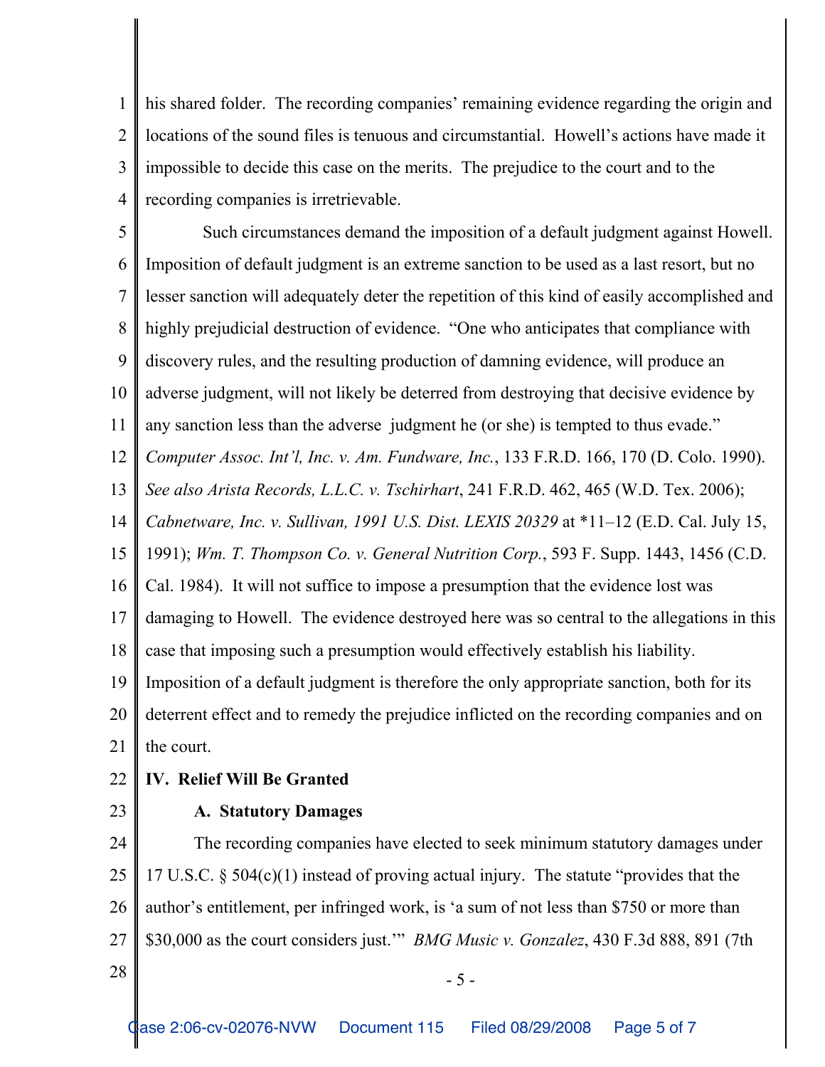his shared folder. The recording companies' remaining evidence regarding the origin and locations of the sound files is tenuous and circumstantial. Howell's actions have made it impossible to decide this case on the merits. The prejudice to the court and to the recording companies is irretrievable.

Such circumstances demand the imposition of a default judgment against Howell. Imposition of default judgment is an extreme sanction to be used as a last resort, but no lesser sanction will adequately deter the repetition of this kind of easily accomplished and highly prejudicial destruction of evidence. "One who anticipates that compliance with discovery rules, and the resulting production of damning evidence, will produce an adverse judgment, will not likely be deterred from destroying that decisive evidence by any sanction less than the adverse judgment he (or she) is tempted to thus evade." *Computer Assoc. Int'l, Inc. v. Am. Fundware, Inc.*, 133 F.R.D. 166, 170 (D. Colo. 1990). *See also Arista Records, L.L.C. v. Tschirhart*, 241 F.R.D. 462, 465 (W.D. Tex. 2006); *Cabnetware, Inc. v. Sullivan, 1991 U.S. Dist. LEXIS 20329* at *11–12 (E.D. Cal. July 15, 1991); *Wm. T. Thompson Co. v. General Nutrition Corp.*, 593 F. Supp. 1443, 1456 (C.D. Cal. 1984). It will not suffice to impose a presumption that the evidence lost was damaging to Howell. The evidence destroyed here was so central to the allegations in this case that imposing such a presumption would effectively establish his liability. Imposition of a default judgment is therefore the only appropriate sanction, both for its deterrent effect and to remedy the prejudice inflicted on the recording companies and on the court.

**IV. Relief Will Be Granted**

**A. Statutory Damages**

The recording companies have elected to seek minimum statutory damages under 17 U.S.C. § 504(c)(1) instead of proving actual injury. The statute "provides that the author's entitlement, per infringed work, is 'a sum of not less than $750 or more than $30,000 as the court considers just.'" *BMG Music v. Gonzalez*, 430 F.3d 888, 891 (7th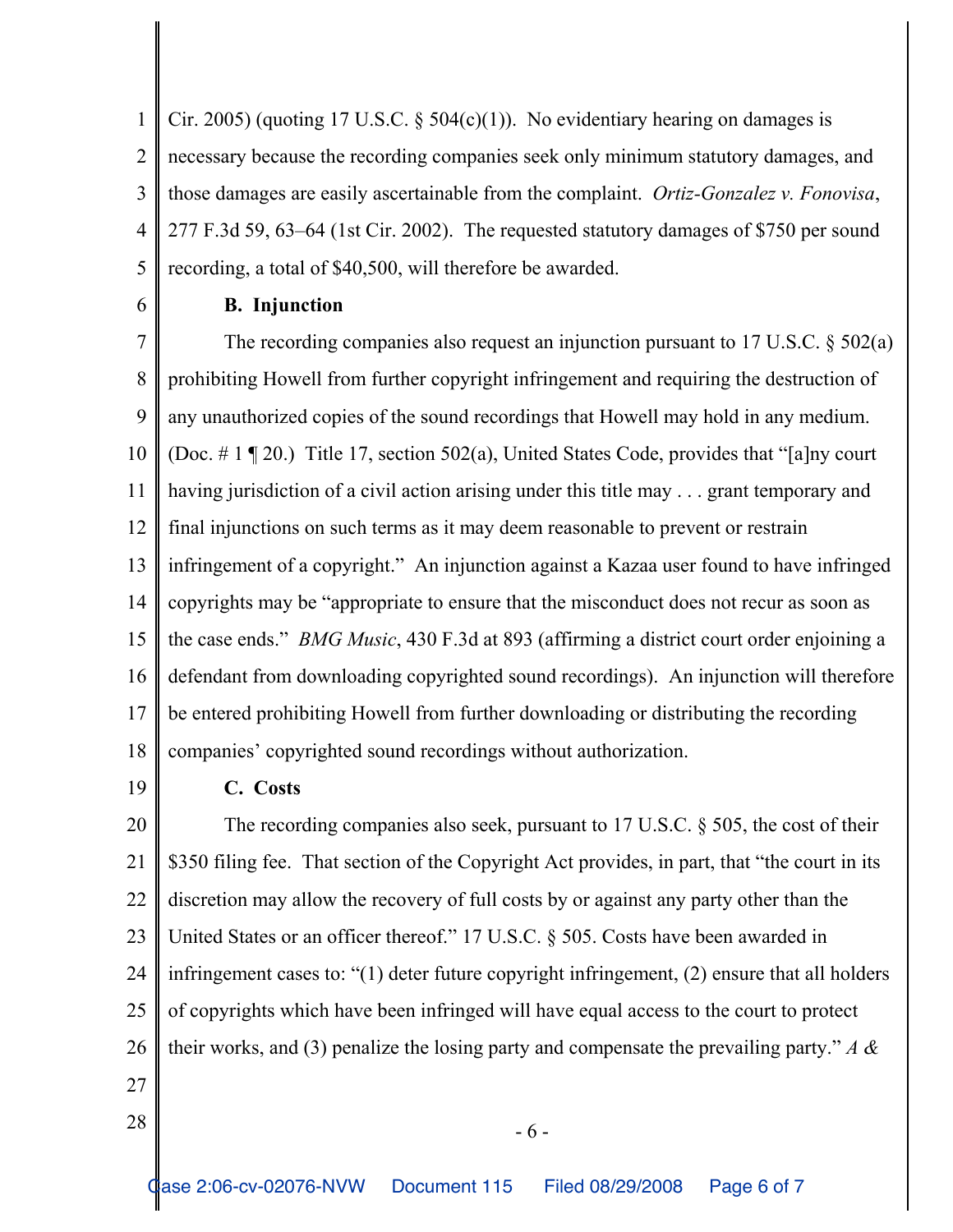Cir. 2005) (quoting 17 U.S.C. § 504(c)(1)). No evidentiary hearing on damages is necessary because the recording companies seek only minimum statutory damages, and those damages are easily ascertainable from the complaint. *Ortiz-Gonzalez v. Fonovisa*, 277 F.3d 59, 63–64 (1st Cir. 2002). The requested statutory damages of $750 per sound recording, a total of $40,500, will therefore be awarded.

**B. Injunction**

The recording companies also request an injunction pursuant to 17 U.S.C. § 502(a) prohibiting Howell from further copyright infringement and requiring the destruction of any unauthorized copies of the sound recordings that Howell may hold in any medium. (Doc. # 1 ¶ 20.) Title 17, section 502(a), United States Code, provides that "[a]ny court having jurisdiction of a civil action arising under this title may . . . grant temporary and final injunctions on such terms as it may deem reasonable to prevent or restrain infringement of a copyright." An injunction against a Kazaa user found to have infringed copyrights may be "appropriate to ensure that the misconduct does not recur as soon as the case ends." *BMG Music*, 430 F.3d at 893 (affirming a district court order enjoining a defendant from downloading copyrighted sound recordings). An injunction will therefore be entered prohibiting Howell from further downloading or distributing the recording companies' copyrighted sound recordings without authorization.

**C. Costs**

The recording companies also seek, pursuant to 17 U.S.C. § 505, the cost of their $350 filing fee. That section of the Copyright Act provides, in part, that "the court in its discretion may allow the recovery of full costs by or against any party other than the United States or an officer thereof." 17 U.S.C. § 505. Costs have been awarded in infringement cases to: "(1) deter future copyright infringement, (2) ensure that all holders of copyrights which have been infringed will have equal access to the court to protect their works, and (3) penalize the losing party and compensate the prevailing party." *A &*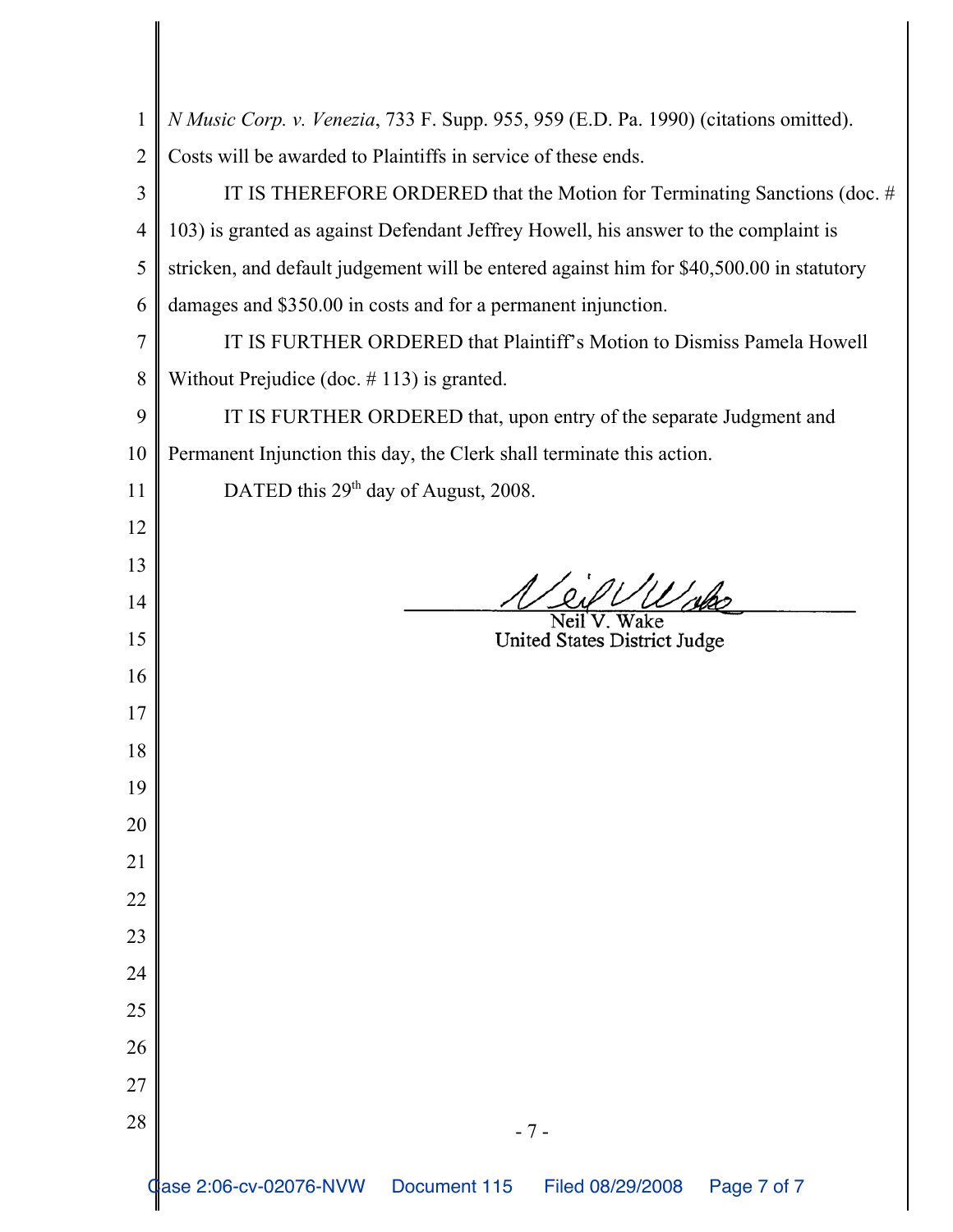*N Music Corp. v. Venezia*, 733 F. Supp. 955, 959 (E.D. Pa. 1990) (citations omitted). Costs will be awarded to Plaintiffs in service of these ends.

IT IS THEREFORE ORDERED that the Motion for Terminating Sanctions (doc. # 103) is granted as against Defendant Jeffrey Howell, his answer to the complaint is stricken, and default judgement will be entered against him for $40,500.00 in statutory damages and $350.00 in costs and for a permanent injunction.

IT IS FURTHER ORDERED that Plaintiff's Motion to Dismiss Pamela Howell Without Prejudice (doc. # 113) is granted.

IT IS FURTHER ORDERED that, upon entry of the separate Judgment and Permanent Injunction this day, the Clerk shall terminate this action.

DATED this 29th day of August, 2008.

Neil V. Wake
United States District Judge